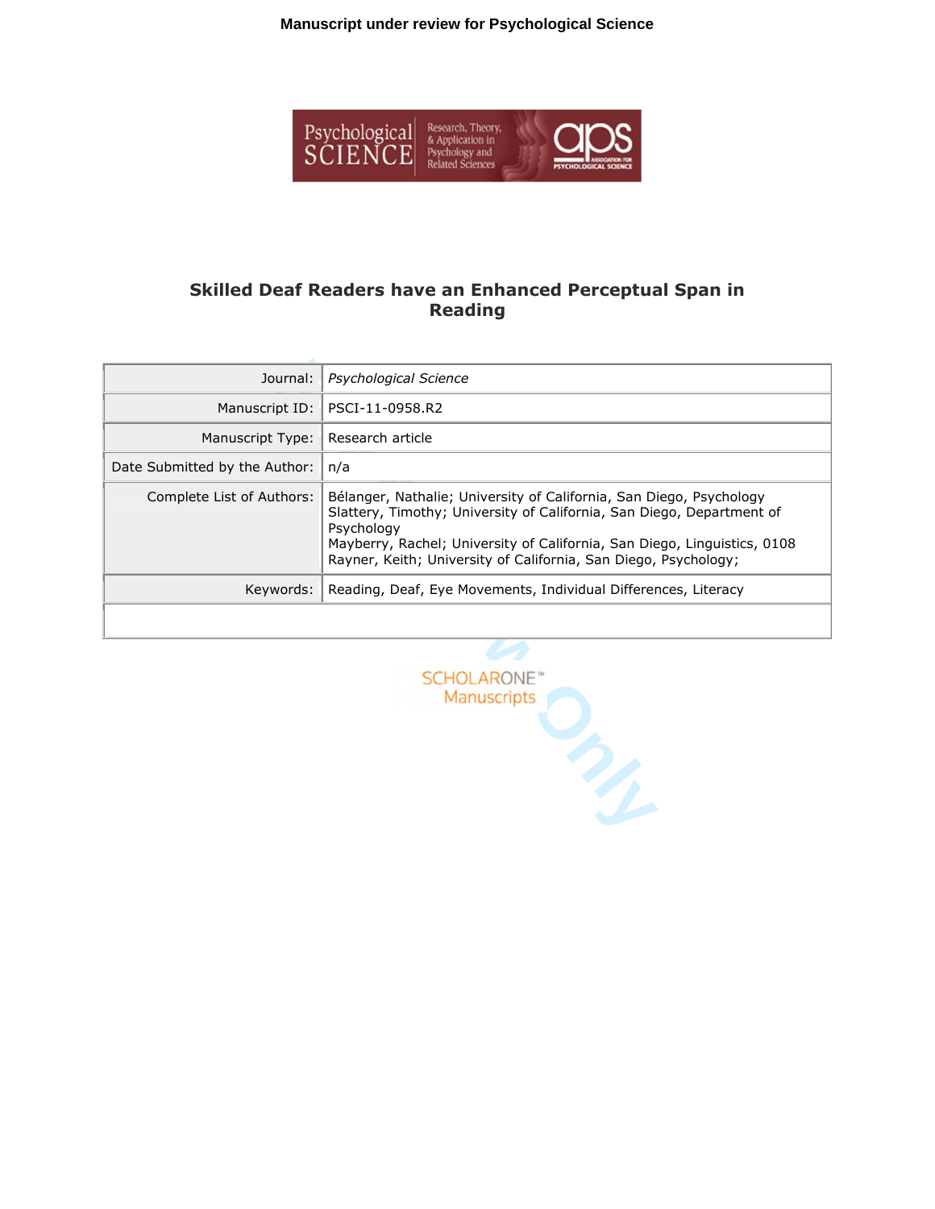**Manuscript under review for Psychological Science**

# Skilled Deaf Readers have an Enhanced Perceptual Span in Reading

| | |
|---|---|
| Journal: | *Psychological Science* |
| Manuscript ID: | PSCI-11-0958.R2 |
| Manuscript Type: | Research article |
| Date Submitted by the Author: | n/a |
| Complete List of Authors: | Bélanger, Nathalie; University of California, San Diego, Psychology<br>Slattery, Timothy; University of California, San Diego, Department of Psychology<br>Mayberry, Rachel; University of California, San Diego, Linguistics, 0108<br>Rayner, Keith; University of California, San Diego, Psychology; |
| Keywords: | Reading, Deaf, Eye Movements, Individual Differences, Literacy |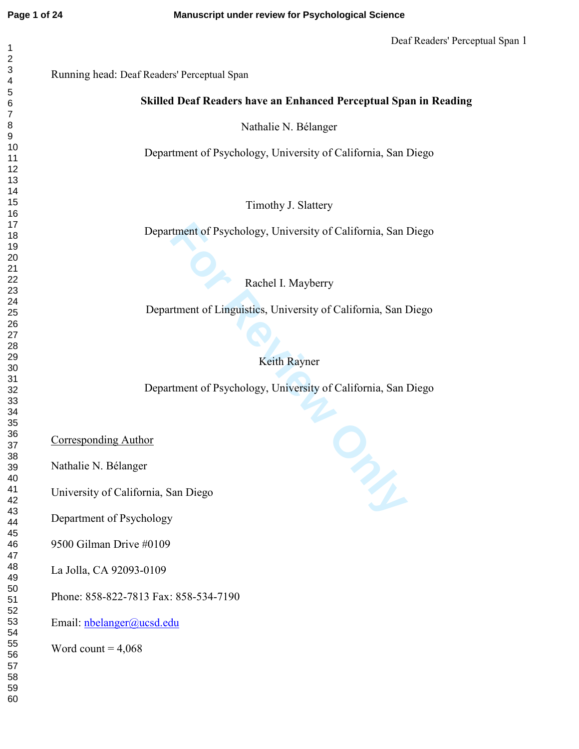Running head: Deaf Readers' Perceptual Span

# Skilled Deaf Readers have an Enhanced Perceptual Span in Reading

Nathalie N. Bélanger

Department of Psychology, University of California, San Diego

Timothy J. Slattery

Department of Psychology, University of California, San Diego

Rachel I. Mayberry

Department of Linguistics, University of California, San Diego

Keith Rayner

Department of Psychology, University of California, San Diego

Corresponding Author

Nathalie N. Bélanger

University of California, San Diego

Department of Psychology

9500 Gilman Drive #0109

La Jolla, CA 92093-0109

Phone: 858-822-7813 Fax: 858-534-7190

Email: nbelanger@ucsd.edu

Word count = 4,068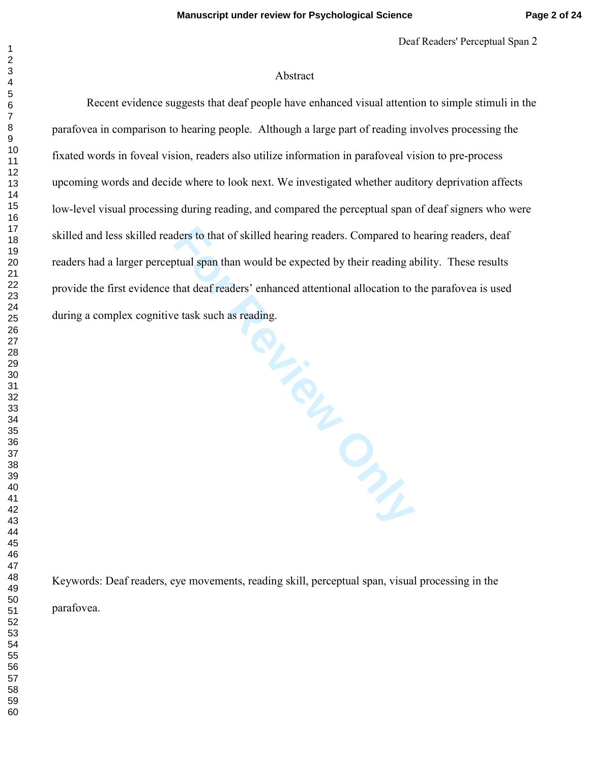## Abstract

Recent evidence suggests that deaf people have enhanced visual attention to simple stimuli in the parafovea in comparison to hearing people. Although a large part of reading involves processing the fixated words in foveal vision, readers also utilize information in parafoveal vision to pre-process upcoming words and decide where to look next. We investigated whether auditory deprivation affects low-level visual processing during reading, and compared the perceptual span of deaf signers who were skilled and less skilled readers to that of skilled hearing readers. Compared to hearing readers, deaf readers had a larger perceptual span than would be expected by their reading ability. These results provide the first evidence that deaf readers' enhanced attentional allocation to the parafovea is used during a complex cognitive task such as reading.

Keywords: Deaf readers, eye movements, reading skill, perceptual span, visual processing in the parafovea.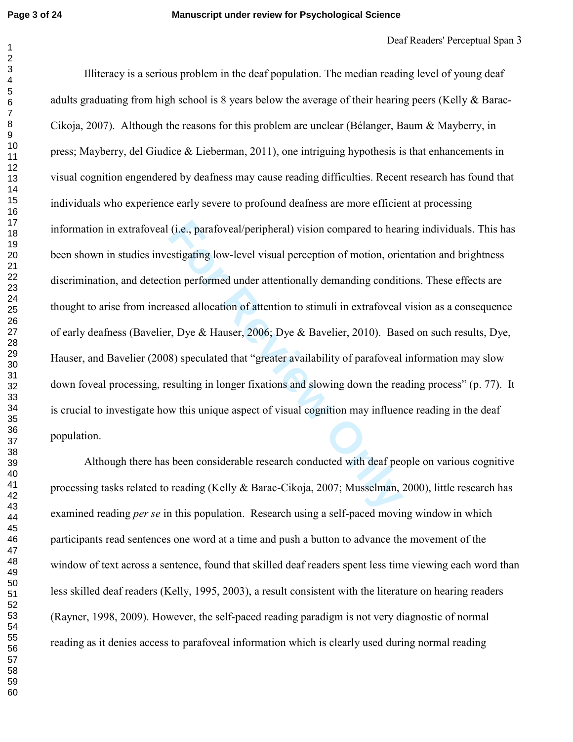Illiteracy is a serious problem in the deaf population. The median reading level of young deaf adults graduating from high school is 8 years below the average of their hearing peers (Kelly & Barac-Cikoja, 2007). Although the reasons for this problem are unclear (Bélanger, Baum & Mayberry, in press; Mayberry, del Giudice & Lieberman, 2011), one intriguing hypothesis is that enhancements in visual cognition engendered by deafness may cause reading difficulties. Recent research has found that individuals who experience early severe to profound deafness are more efficient at processing information in extrafoveal (i.e., parafoveal/peripheral) vision compared to hearing individuals. This has been shown in studies investigating low-level visual perception of motion, orientation and brightness discrimination, and detection performed under attentionally demanding conditions. These effects are thought to arise from increased allocation of attention to stimuli in extrafoveal vision as a consequence of early deafness (Bavelier, Dye & Hauser, 2006; Dye & Bavelier, 2010). Based on such results, Dye, Hauser, and Bavelier (2008) speculated that "greater availability of parafoveal information may slow down foveal processing, resulting in longer fixations and slowing down the reading process" (p. 77). It is crucial to investigate how this unique aspect of visual cognition may influence reading in the deaf population.

Although there has been considerable research conducted with deaf people on various cognitive processing tasks related to reading (Kelly & Barac-Cikoja, 2007; Musselman, 2000), little research has examined reading *per se* in this population. Research using a self-paced moving window in which participants read sentences one word at a time and push a button to advance the movement of the window of text across a sentence, found that skilled deaf readers spent less time viewing each word than less skilled deaf readers (Kelly, 1995, 2003), a result consistent with the literature on hearing readers (Rayner, 1998, 2009). However, the self-paced reading paradigm is not very diagnostic of normal reading as it denies access to parafoveal information which is clearly used during normal reading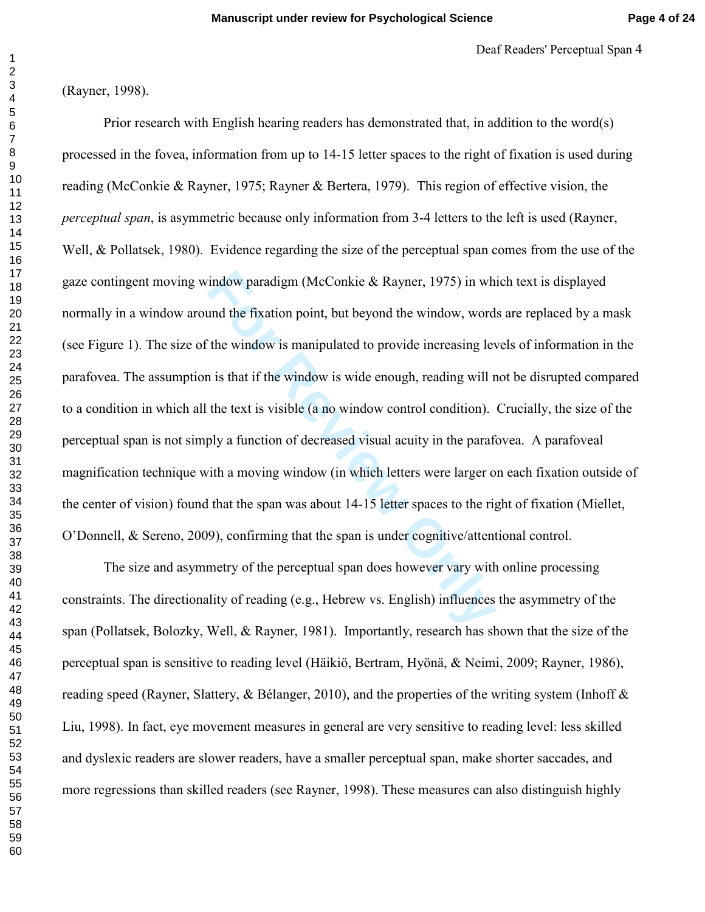(Rayner, 1998).

Prior research with English hearing readers has demonstrated that, in addition to the word(s) processed in the fovea, information from up to 14-15 letter spaces to the right of fixation is used during reading (McConkie & Rayner, 1975; Rayner & Bertera, 1979). This region of effective vision, the *perceptual span*, is asymmetric because only information from 3-4 letters to the left is used (Rayner, Well, & Pollatsek, 1980). Evidence regarding the size of the perceptual span comes from the use of the gaze contingent moving window paradigm (McConkie & Rayner, 1975) in which text is displayed normally in a window around the fixation point, but beyond the window, words are replaced by a mask (see Figure 1). The size of the window is manipulated to provide increasing levels of information in the parafovea. The assumption is that if the window is wide enough, reading will not be disrupted compared to a condition in which all the text is visible (a no window control condition). Crucially, the size of the perceptual span is not simply a function of decreased visual acuity in the parafovea. A parafoveal magnification technique with a moving window (in which letters were larger on each fixation outside of the center of vision) found that the span was about 14-15 letter spaces to the right of fixation (Miellet, O'Donnell, & Sereno, 2009), confirming that the span is under cognitive/attentional control.

The size and asymmetry of the perceptual span does however vary with online processing constraints. The directionality of reading (e.g., Hebrew vs. English) influences the asymmetry of the span (Pollatsek, Bolozky, Well, & Rayner, 1981). Importantly, research has shown that the size of the perceptual span is sensitive to reading level (Häikiö, Bertram, Hyönä, & Neimi, 2009; Rayner, 1986), reading speed (Rayner, Slattery, & Bélanger, 2010), and the properties of the writing system (Inhoff & Liu, 1998). In fact, eye movement measures in general are very sensitive to reading level: less skilled and dyslexic readers are slower readers, have a smaller perceptual span, make shorter saccades, and more regressions than skilled readers (see Rayner, 1998). These measures can also distinguish highly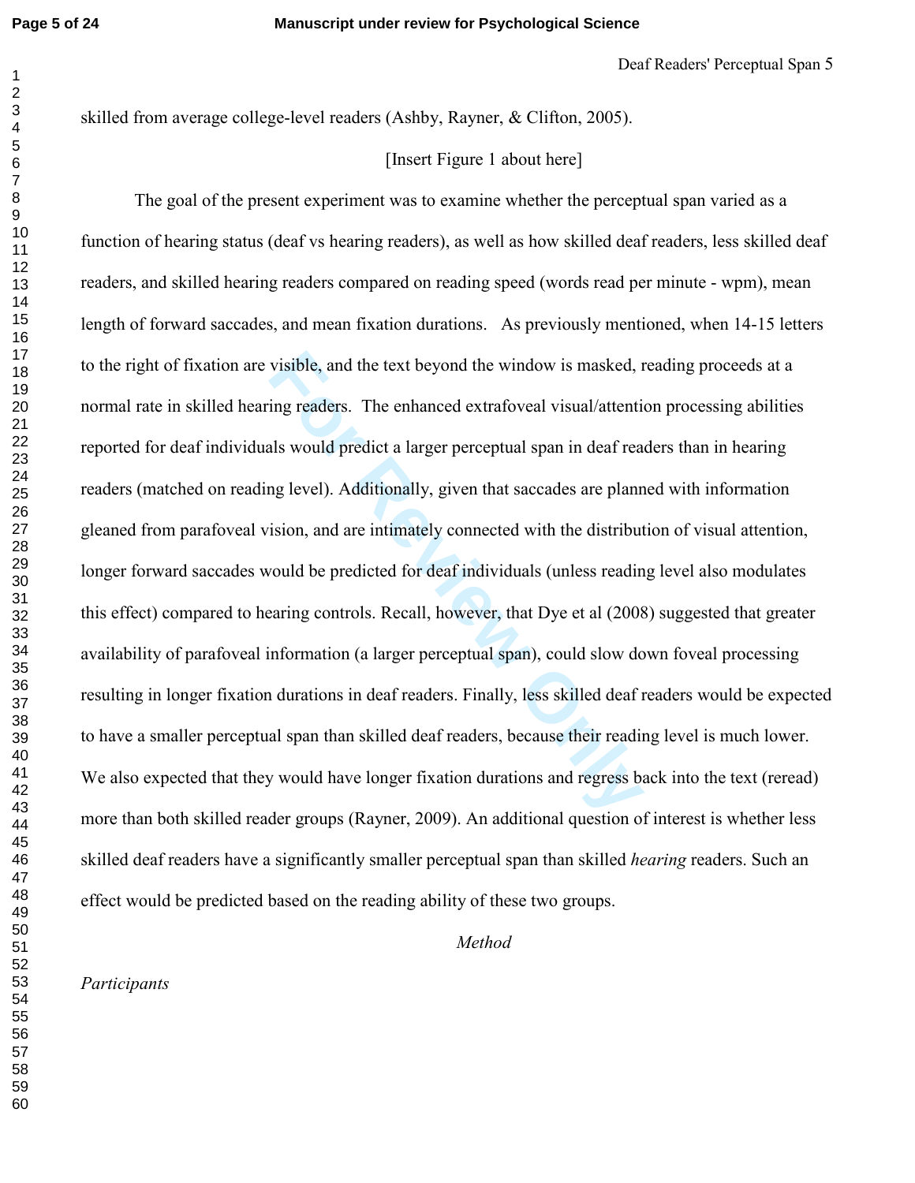skilled from average college-level readers (Ashby, Rayner, & Clifton, 2005).

[Insert Figure 1 about here]

The goal of the present experiment was to examine whether the perceptual span varied as a function of hearing status (deaf vs hearing readers), as well as how skilled deaf readers, less skilled deaf readers, and skilled hearing readers compared on reading speed (words read per minute - wpm), mean length of forward saccades, and mean fixation durations. As previously mentioned, when 14-15 letters to the right of fixation are visible, and the text beyond the window is masked, reading proceeds at a normal rate in skilled hearing readers. The enhanced extrafoveal visual/attention processing abilities reported for deaf individuals would predict a larger perceptual span in deaf readers than in hearing readers (matched on reading level). Additionally, given that saccades are planned with information gleaned from parafoveal vision, and are intimately connected with the distribution of visual attention, longer forward saccades would be predicted for deaf individuals (unless reading level also modulates this effect) compared to hearing controls. Recall, however, that Dye et al (2008) suggested that greater availability of parafoveal information (a larger perceptual span), could slow down foveal processing resulting in longer fixation durations in deaf readers. Finally, less skilled deaf readers would be expected to have a smaller perceptual span than skilled deaf readers, because their reading level is much lower. We also expected that they would have longer fixation durations and regress back into the text (reread) more than both skilled reader groups (Rayner, 2009). An additional question of interest is whether less skilled deaf readers have a significantly smaller perceptual span than skilled *hearing* readers. Such an effect would be predicted based on the reading ability of these two groups.

## *Method*

### *Participants*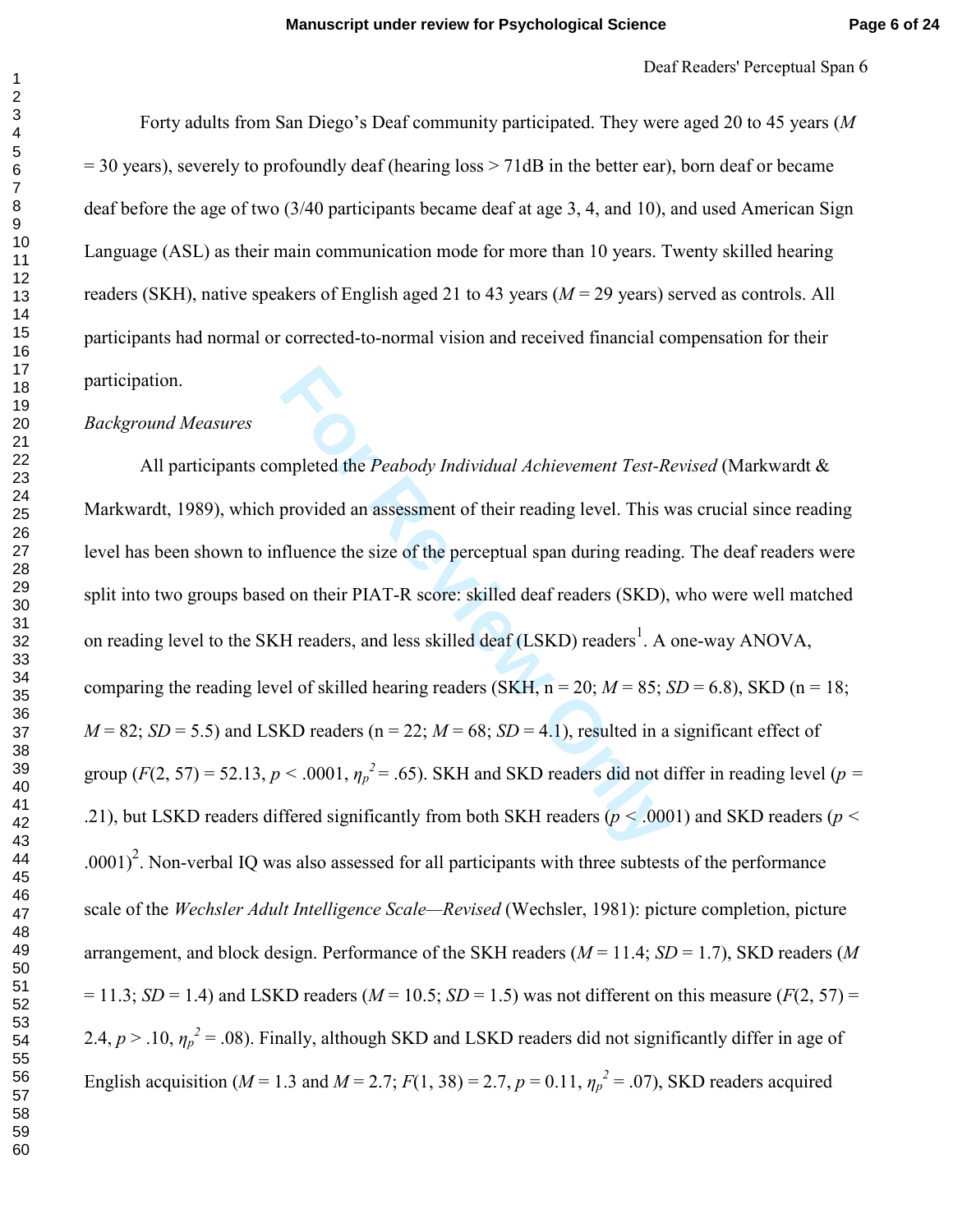Forty adults from San Diego's Deaf community participated. They were aged 20 to 45 years ($M$ = 30 years), severely to profoundly deaf (hearing loss > 71dB in the better ear), born deaf or became deaf before the age of two (3/40 participants became deaf at age 3, 4, and 10), and used American Sign Language (ASL) as their main communication mode for more than 10 years. Twenty skilled hearing readers (SKH), native speakers of English aged 21 to 43 years ($M$ = 29 years) served as controls. All participants had normal or corrected-to-normal vision and received financial compensation for their participation.

*Background Measures*

All participants completed the *Peabody Individual Achievement Test-Revised* (Markwardt & Markwardt, 1989), which provided an assessment of their reading level. This was crucial since reading level has been shown to influence the size of the perceptual span during reading. The deaf readers were split into two groups based on their PIAT-R score: skilled deaf readers (SKD), who were well matched on reading level to the SKH readers, and less skilled deaf (LSKD) readers[1]. A one-way ANOVA, comparing the reading level of skilled hearing readers (SKH, n = 20; $M$ = 85; $SD$ = 6.8), SKD (n = 18; $M$ = 82; $SD$ = 5.5) and LSKD readers (n = 22; $M$ = 68; $SD$ = 4.1), resulted in a significant effect of group ($F(2, 57) = 52.13$, $p < .0001$, $\eta_p^2 = .65$). SKH and SKD readers did not differ in reading level ($p$ = .21), but LSKD readers differed significantly from both SKH readers ($p < .0001$) and SKD readers ($p < .0001$)[2]. Non-verbal IQ was also assessed for all participants with three subtests of the performance scale of the *Wechsler Adult Intelligence Scale—Revised* (Wechsler, 1981): picture completion, picture arrangement, and block design. Performance of the SKH readers ($M$ = 11.4; $SD$ = 1.7), SKD readers ($M$ = 11.3; $SD$ = 1.4) and LSKD readers ($M$ = 10.5; $SD$ = 1.5) was not different on this measure ($F(2, 57) = 2.4$, $p > .10$, $\eta_p^2 = .08$). Finally, although SKD and LSKD readers did not significantly differ in age of English acquisition ($M$ = 1.3 and $M$ = 2.7; $F(1, 38) = 2.7$, $p = 0.11$, $\eta_p^2 = .07$), SKD readers acquired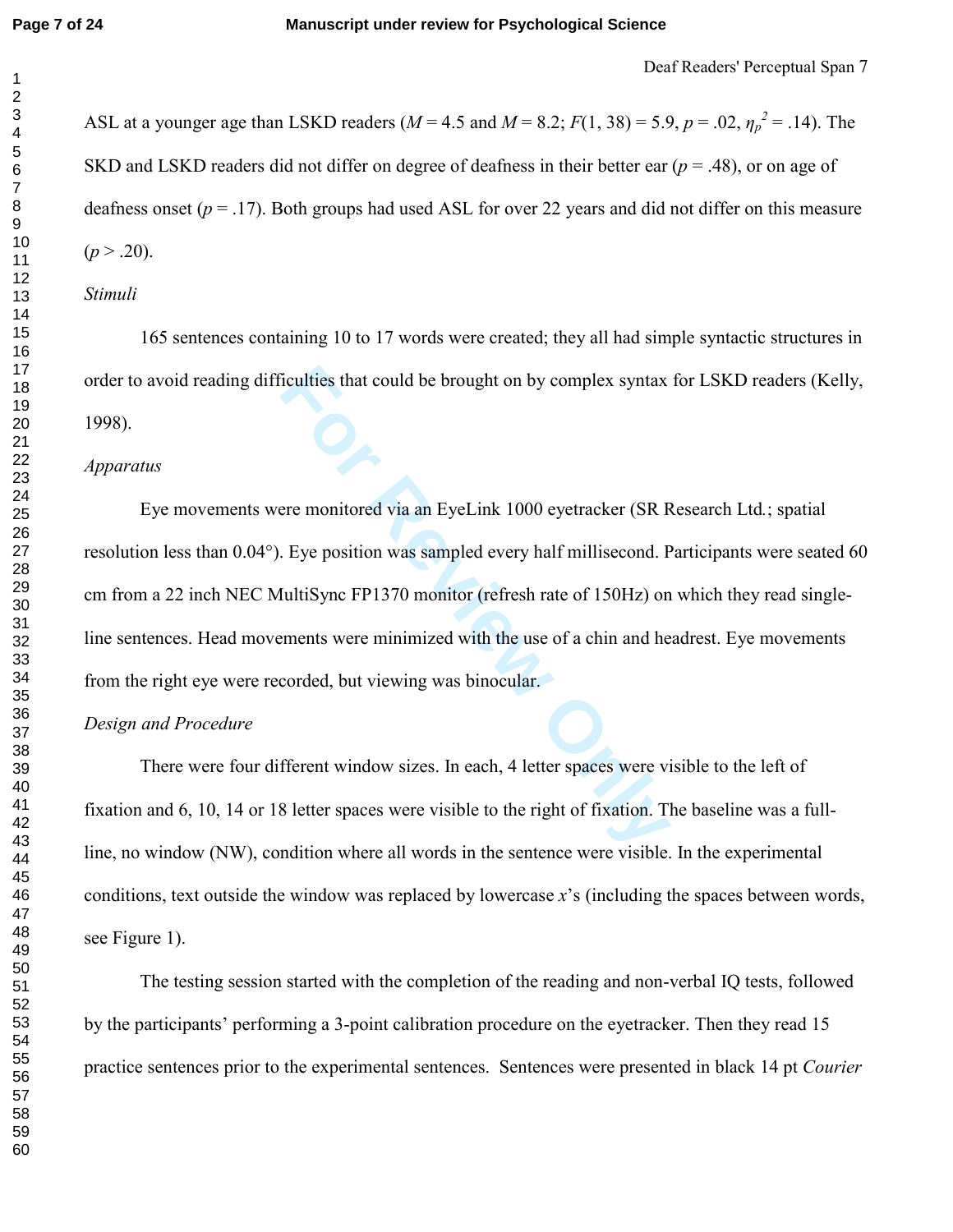ASL at a younger age than LSKD readers (*M* = 4.5 and *M* = 8.2; $F(1, 38) = 5.9$, $p = .02$, $\eta_p^2 = .14$). The SKD and LSKD readers did not differ on degree of deafness in their better ear ($p = .48$), or on age of deafness onset ($p = .17$). Both groups had used ASL for over 22 years and did not differ on this measure ($p > .20$).

*Stimuli*

165 sentences containing 10 to 17 words were created; they all had simple syntactic structures in order to avoid reading difficulties that could be brought on by complex syntax for LSKD readers (Kelly, 1998).

*Apparatus*

Eye movements were monitored via an EyeLink 1000 eyetracker (SR Research Ltd.; spatial resolution less than 0.04°). Eye position was sampled every half millisecond. Participants were seated 60 cm from a 22 inch NEC MultiSync FP1370 monitor (refresh rate of 150Hz) on which they read single-line sentences. Head movements were minimized with the use of a chin and headrest. Eye movements from the right eye were recorded, but viewing was binocular.

*Design and Procedure*

There were four different window sizes. In each, 4 letter spaces were visible to the left of fixation and 6, 10, 14 or 18 letter spaces were visible to the right of fixation. The baseline was a full-line, no window (NW), condition where all words in the sentence were visible. In the experimental conditions, text outside the window was replaced by lowercase *x*'s (including the spaces between words, see Figure 1).

The testing session started with the completion of the reading and non-verbal IQ tests, followed by the participants' performing a 3-point calibration procedure on the eyetracker. Then they read 15 practice sentences prior to the experimental sentences. Sentences were presented in black 14 pt *Courier*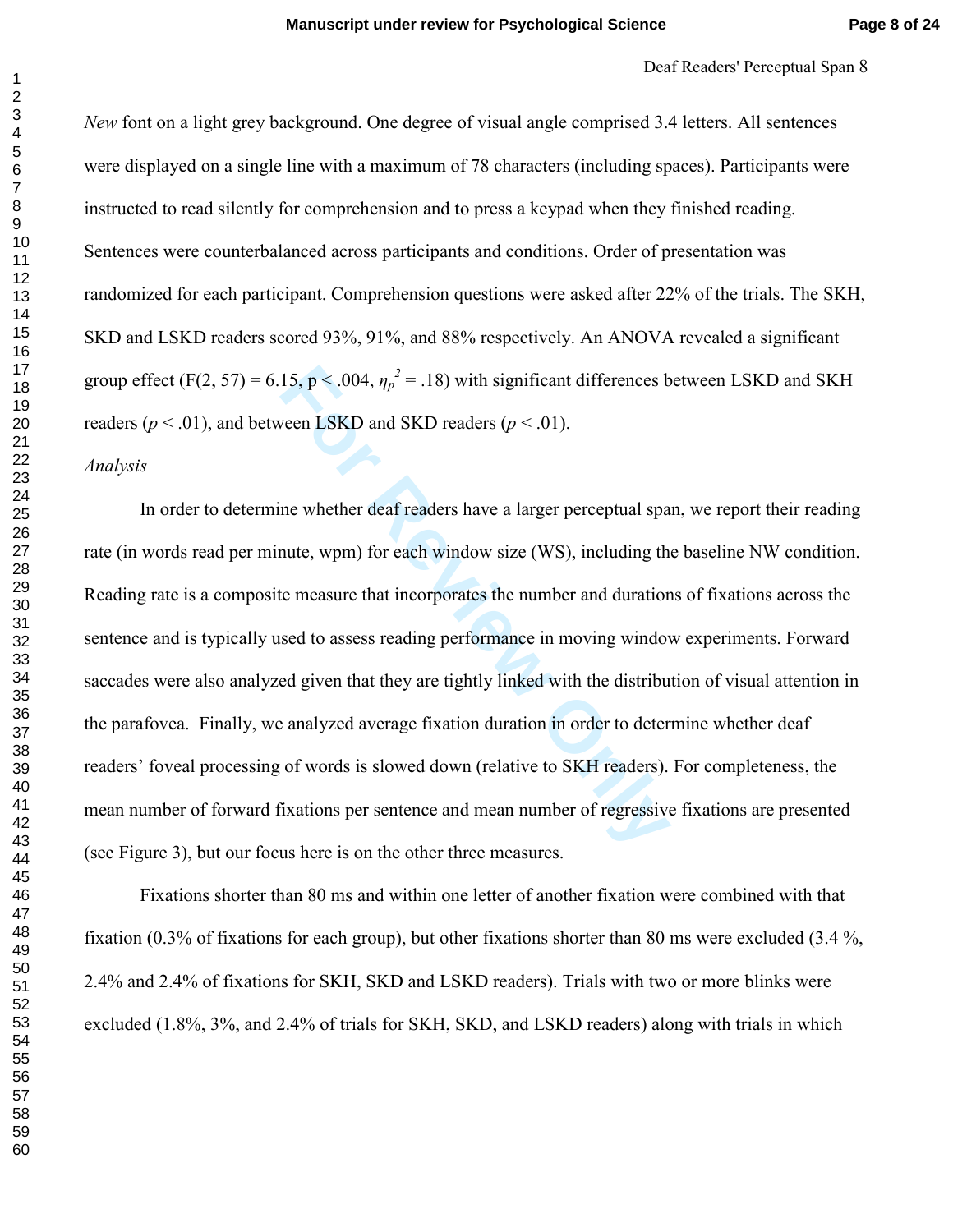*New* font on a light grey background. One degree of visual angle comprised 3.4 letters. All sentences were displayed on a single line with a maximum of 78 characters (including spaces). Participants were instructed to read silently for comprehension and to press a keypad when they finished reading. Sentences were counterbalanced across participants and conditions. Order of presentation was randomized for each participant. Comprehension questions were asked after 22% of the trials. The SKH, SKD and LSKD readers scored 93%, 91%, and 88% respectively. An ANOVA revealed a significant group effect ($F(2, 57) = 6.15$, $p < .004$, $\eta_p^2 = .18$) with significant differences between LSKD and SKH readers ($p < .01$), and between LSKD and SKD readers ($p < .01$).

*Analysis*

In order to determine whether deaf readers have a larger perceptual span, we report their reading rate (in words read per minute, wpm) for each window size (WS), including the baseline NW condition. Reading rate is a composite measure that incorporates the number and durations of fixations across the sentence and is typically used to assess reading performance in moving window experiments. Forward saccades were also analyzed given that they are tightly linked with the distribution of visual attention in the parafovea. Finally, we analyzed average fixation duration in order to determine whether deaf readers' foveal processing of words is slowed down (relative to SKH readers). For completeness, the mean number of forward fixations per sentence and mean number of regressive fixations are presented (see Figure 3), but our focus here is on the other three measures.

Fixations shorter than 80 ms and within one letter of another fixation were combined with that fixation (0.3% of fixations for each group), but other fixations shorter than 80 ms were excluded (3.4 %, 2.4% and 2.4% of fixations for SKH, SKD and LSKD readers). Trials with two or more blinks were excluded (1.8%, 3%, and 2.4% of trials for SKH, SKD, and LSKD readers) along with trials in which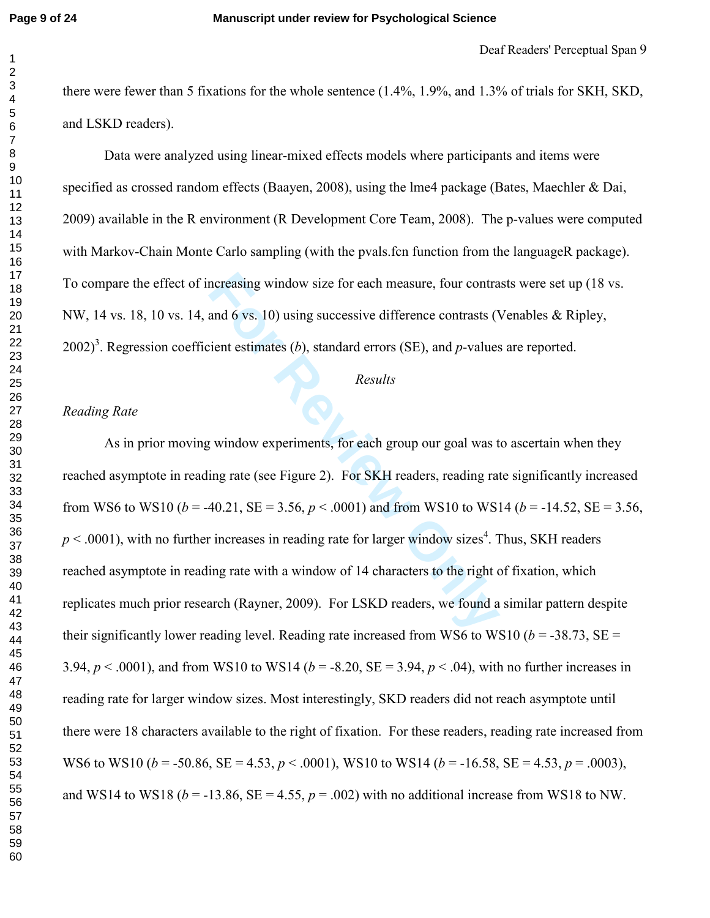there were fewer than 5 fixations for the whole sentence (1.4%, 1.9%, and 1.3% of trials for SKH, SKD, and LSKD readers).

Data were analyzed using linear-mixed effects models where participants and items were specified as crossed random effects (Baayen, 2008), using the lme4 package (Bates, Maechler & Dai, 2009) available in the R environment (R Development Core Team, 2008). The p-values were computed with Markov-Chain Monte Carlo sampling (with the pvals.fcn function from the languageR package). To compare the effect of increasing window size for each measure, four contrasts were set up (18 vs. NW, 14 vs. 18, 10 vs. 14, and 6 vs. 10) using successive difference contrasts (Venables & Ripley, 2002)[3]. Regression coefficient estimates (*b*), standard errors (SE), and *p*-values are reported.

## *Results*

### *Reading Rate*

As in prior moving window experiments, for each group our goal was to ascertain when they reached asymptote in reading rate (see Figure 2). For SKH readers, reading rate significantly increased from WS6 to WS10 ($b$ = -40.21, SE = 3.56, $p < .0001$) and from WS10 to WS14 ($b$ = -14.52, SE = 3.56, $p < .0001$), with no further increases in reading rate for larger window sizes[4]. Thus, SKH readers reached asymptote in reading rate with a window of 14 characters to the right of fixation, which replicates much prior research (Rayner, 2009). For LSKD readers, we found a similar pattern despite their significantly lower reading level. Reading rate increased from WS6 to WS10 ($b$ = -38.73, SE = 3.94, $p < .0001$), and from WS10 to WS14 ($b$ = -8.20, SE = 3.94, $p < .04$), with no further increases in reading rate for larger window sizes. Most interestingly, SKD readers did not reach asymptote until there were 18 characters available to the right of fixation. For these readers, reading rate increased from WS6 to WS10 ($b$ = -50.86, SE = 4.53, $p < .0001$), WS10 to WS14 ($b$ = -16.58, SE = 4.53, $p$ = .0003), and WS14 to WS18 ($b$ = -13.86, SE = 4.55, $p$ = .002) with no additional increase from WS18 to NW.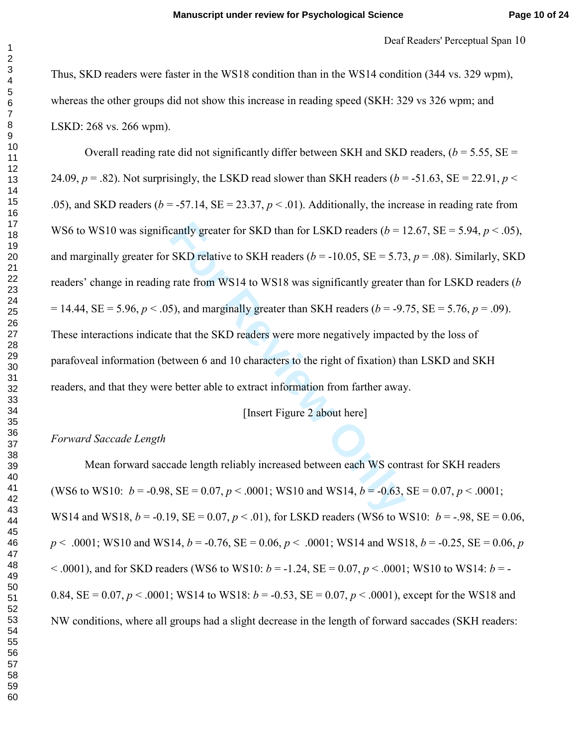Thus, SKD readers were faster in the WS18 condition than in the WS14 condition (344 vs. 329 wpm), whereas the other groups did not show this increase in reading speed (SKH: 329 vs 326 wpm; and LSKD: 268 vs. 266 wpm).

Overall reading rate did not significantly differ between SKH and SKD readers, ($b = 5.55$, SE = 24.09, $p = .82$). Not surprisingly, the LSKD read slower than SKH readers ($b = -51.63$, SE = 22.91, $p < .05$), and SKD readers ($b = -57.14$, SE = 23.37, $p < .01$). Additionally, the increase in reading rate from WS6 to WS10 was significantly greater for SKD than for LSKD readers ($b = 12.67$, SE = 5.94, $p < .05$), and marginally greater for SKD relative to SKH readers ($b = -10.05$, SE = 5.73, $p = .08$). Similarly, SKD readers' change in reading rate from WS14 to WS18 was significantly greater than for LSKD readers ($b = 14.44$, SE = 5.96, $p < .05$), and marginally greater than SKH readers ($b = -9.75$, SE = 5.76, $p = .09$). These interactions indicate that the SKD readers were more negatively impacted by the loss of parafoveal information (between 6 and 10 characters to the right of fixation) than LSKD and SKH readers, and that they were better able to extract information from farther away.

[Insert Figure 2 about here]

*Forward Saccade Length*

Mean forward saccade length reliably increased between each WS contrast for SKH readers (WS6 to WS10: $b = -0.98$, SE = 0.07, $p < .0001$; WS10 and WS14, $b = -0.63$, SE = 0.07, $p < .0001$; WS14 and WS18, $b = -0.19$, SE = 0.07, $p < .01$), for LSKD readers (WS6 to WS10: $b = -.98$, SE = 0.06, $p < .0001$; WS10 and WS14, $b = -0.76$, SE = 0.06, $p < .0001$; WS14 and WS18, $b = -0.25$, SE = 0.06, $p < .0001$), and for SKD readers (WS6 to WS10: $b = -1.24$, SE = 0.07, $p < .0001$; WS10 to WS14: $b = -0.84$, SE = 0.07, $p < .0001$; WS14 to WS18: $b = -0.53$, SE = 0.07, $p < .0001$), except for the WS18 and NW conditions, where all groups had a slight decrease in the length of forward saccades (SKH readers: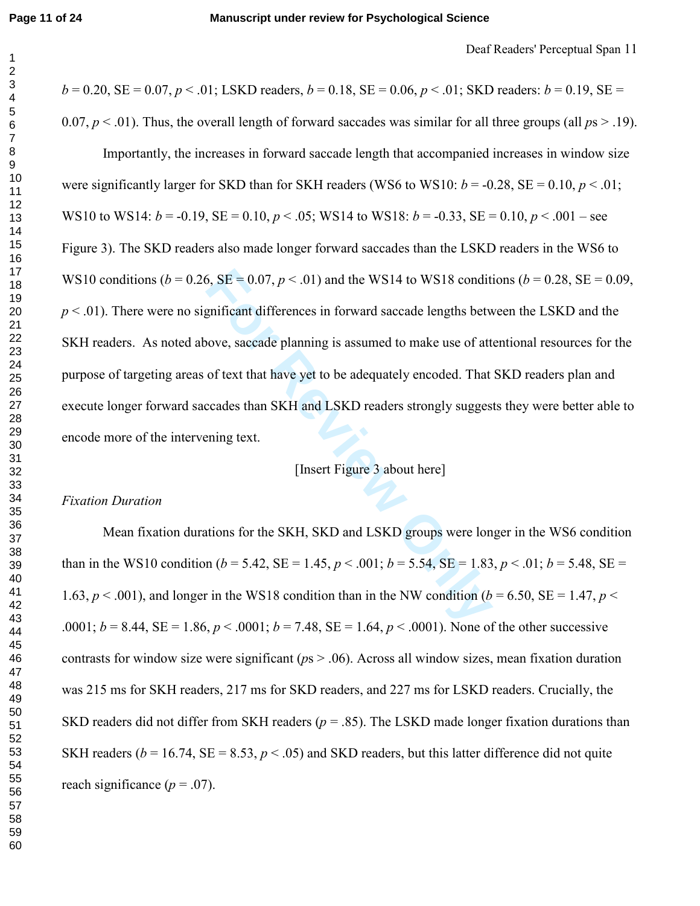$b = 0.20$, SE = 0.07, $p < .01$; LSKD readers, $b = 0.18$, SE = 0.06, $p < .01$; SKD readers: $b = 0.19$, SE = 0.07, $p < .01$). Thus, the overall length of forward saccades was similar for all three groups (all $p$s > .19).

Importantly, the increases in forward saccade length that accompanied increases in window size were significantly larger for SKD than for SKH readers (WS6 to WS10: $b = -0.28$, SE = 0.10, $p < .01$; WS10 to WS14: $b = -0.19$, SE = 0.10, $p < .05$; WS14 to WS18: $b = -0.33$, SE = 0.10, $p < .001$ – see Figure 3). The SKD readers also made longer forward saccades than the LSKD readers in the WS6 to WS10 conditions ($b = 0.26$, SE = 0.07, $p < .01$) and the WS14 to WS18 conditions ($b = 0.28$, SE = 0.09, $p < .01$). There were no significant differences in forward saccade lengths between the LSKD and the SKH readers. As noted above, saccade planning is assumed to make use of attentional resources for the purpose of targeting areas of text that have yet to be adequately encoded. That SKD readers plan and execute longer forward saccades than SKH and LSKD readers strongly suggests they were better able to encode more of the intervening text.

[Insert Figure 3 about here]

*Fixation Duration*

Mean fixation durations for the SKH, SKD and LSKD groups were longer in the WS6 condition than in the WS10 condition ($b = 5.42$, SE = 1.45, $p < .001$; $b = 5.54$, SE = 1.83, $p < .01$; $b = 5.48$, SE = 1.63, $p < .001$), and longer in the WS18 condition than in the NW condition ($b = 6.50$, SE = 1.47, $p < .0001$; $b = 8.44$, SE = 1.86, $p < .0001$; $b = 7.48$, SE = 1.64, $p < .0001$). None of the other successive contrasts for window size were significant ($p$s > .06). Across all window sizes, mean fixation duration was 215 ms for SKH readers, 217 ms for SKD readers, and 227 ms for LSKD readers. Crucially, the SKD readers did not differ from SKH readers ($p = .85$). The LSKD made longer fixation durations than SKH readers ($b = 16.74$, SE = 8.53, $p < .05$) and SKD readers, but this latter difference did not quite reach significance ($p = .07$).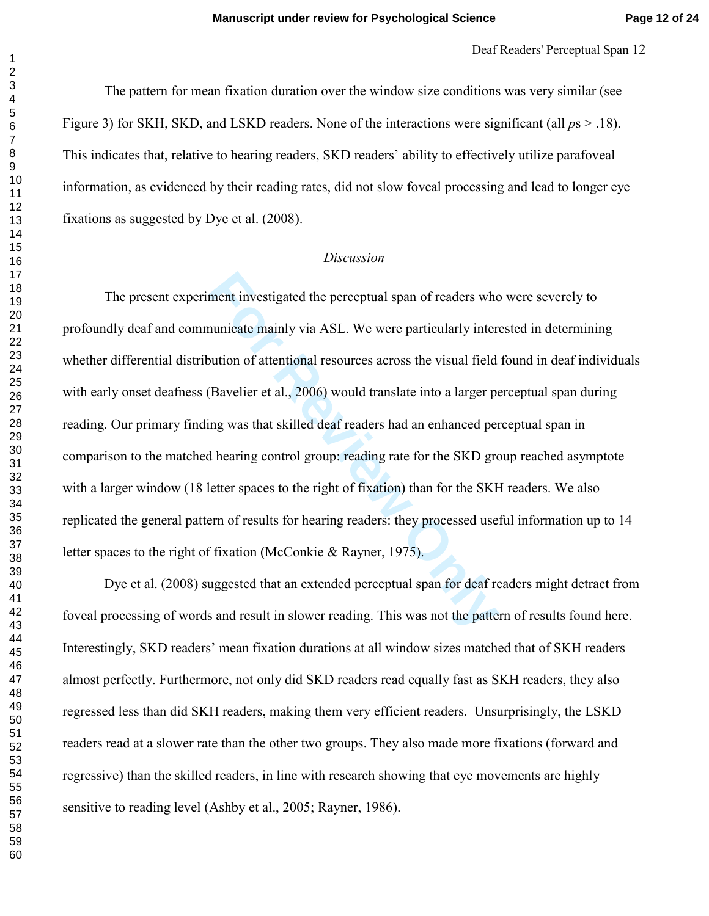The pattern for mean fixation duration over the window size conditions was very similar (see Figure 3) for SKH, SKD, and LSKD readers. None of the interactions were significant (all *p*s > .18). This indicates that, relative to hearing readers, SKD readers' ability to effectively utilize parafoveal information, as evidenced by their reading rates, did not slow foveal processing and lead to longer eye fixations as suggested by Dye et al. (2008).

## *Discussion*

The present experiment investigated the perceptual span of readers who were severely to profoundly deaf and communicate mainly via ASL. We were particularly interested in determining whether differential distribution of attentional resources across the visual field found in deaf individuals with early onset deafness (Bavelier et al., 2006) would translate into a larger perceptual span during reading. Our primary finding was that skilled deaf readers had an enhanced perceptual span in comparison to the matched hearing control group: reading rate for the SKD group reached asymptote with a larger window (18 letter spaces to the right of fixation) than for the SKH readers. We also replicated the general pattern of results for hearing readers: they processed useful information up to 14 letter spaces to the right of fixation (McConkie & Rayner, 1975).

Dye et al. (2008) suggested that an extended perceptual span for deaf readers might detract from foveal processing of words and result in slower reading. This was not the pattern of results found here. Interestingly, SKD readers' mean fixation durations at all window sizes matched that of SKH readers almost perfectly. Furthermore, not only did SKD readers read equally fast as SKH readers, they also regressed less than did SKH readers, making them very efficient readers. Unsurprisingly, the LSKD readers read at a slower rate than the other two groups. They also made more fixations (forward and regressive) than the skilled readers, in line with research showing that eye movements are highly sensitive to reading level (Ashby et al., 2005; Rayner, 1986).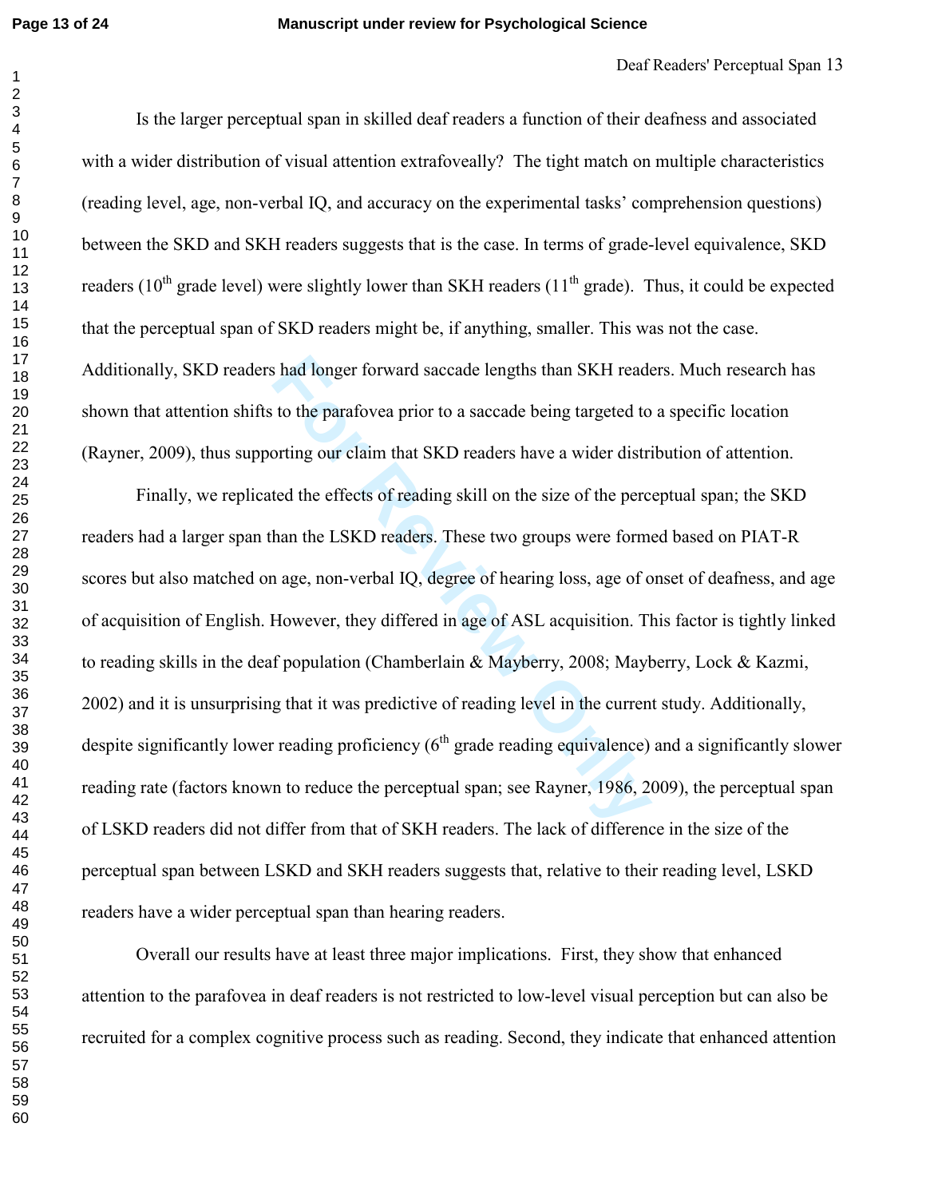Is the larger perceptual span in skilled deaf readers a function of their deafness and associated with a wider distribution of visual attention extrafoveally? The tight match on multiple characteristics (reading level, age, non-verbal IQ, and accuracy on the experimental tasks' comprehension questions) between the SKD and SKH readers suggests that is the case. In terms of grade-level equivalence, SKD readers (10th grade level) were slightly lower than SKH readers (11th grade). Thus, it could be expected that the perceptual span of SKD readers might be, if anything, smaller. This was not the case. Additionally, SKD readers had longer forward saccade lengths than SKH readers. Much research has shown that attention shifts to the parafovea prior to a saccade being targeted to a specific location (Rayner, 2009), thus supporting our claim that SKD readers have a wider distribution of attention.

Finally, we replicated the effects of reading skill on the size of the perceptual span; the SKD readers had a larger span than the LSKD readers. These two groups were formed based on PIAT-R scores but also matched on age, non-verbal IQ, degree of hearing loss, age of onset of deafness, and age of acquisition of English. However, they differed in age of ASL acquisition. This factor is tightly linked to reading skills in the deaf population (Chamberlain & Mayberry, 2008; Mayberry, Lock & Kazmi, 2002) and it is unsurprising that it was predictive of reading level in the current study. Additionally, despite significantly lower reading proficiency (6th grade reading equivalence) and a significantly slower reading rate (factors known to reduce the perceptual span; see Rayner, 1986, 2009), the perceptual span of LSKD readers did not differ from that of SKH readers. The lack of difference in the size of the perceptual span between LSKD and SKH readers suggests that, relative to their reading level, LSKD readers have a wider perceptual span than hearing readers.

Overall our results have at least three major implications. First, they show that enhanced attention to the parafovea in deaf readers is not restricted to low-level visual perception but can also be recruited for a complex cognitive process such as reading. Second, they indicate that enhanced attention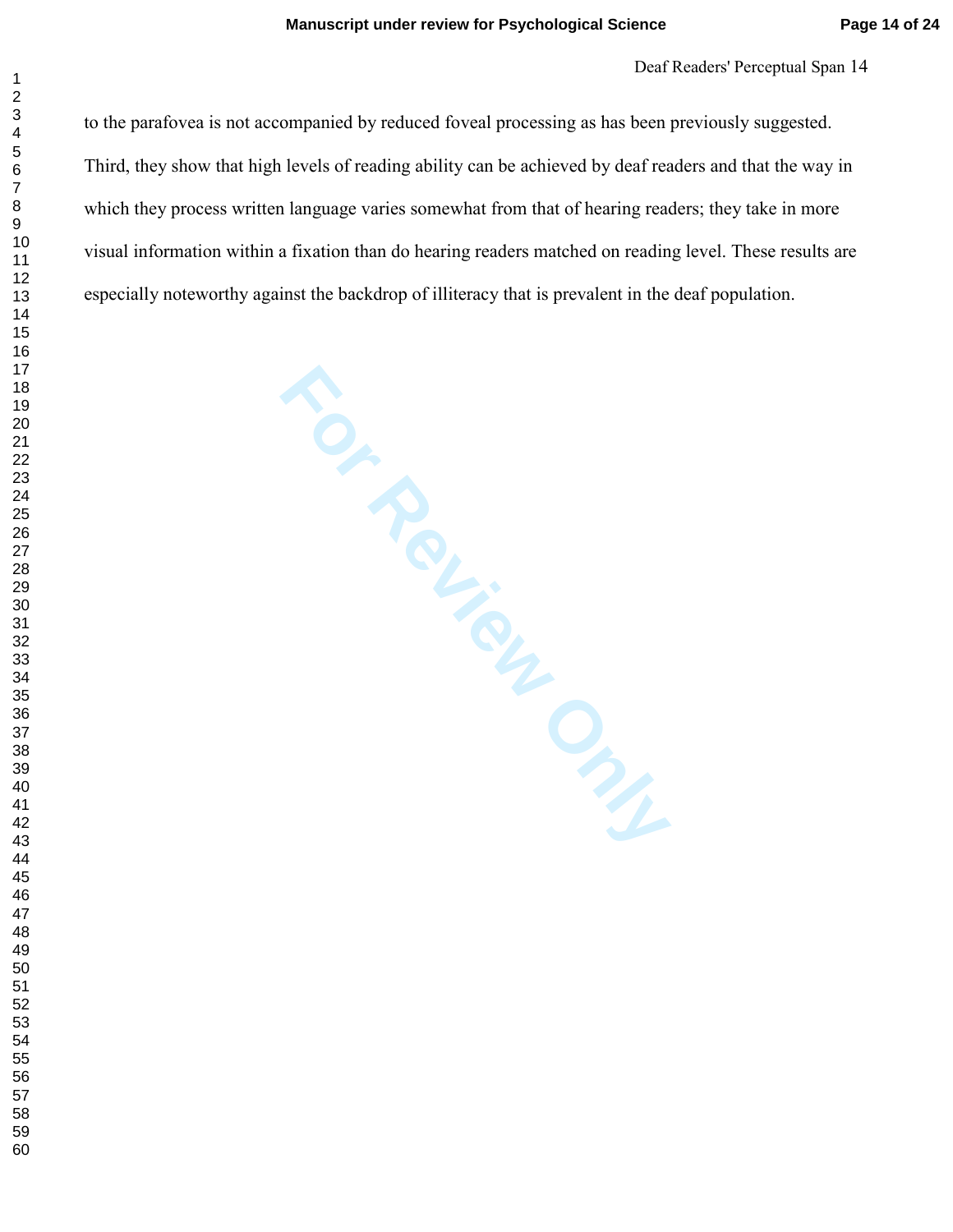to the parafovea is not accompanied by reduced foveal processing as has been previously suggested. Third, they show that high levels of reading ability can be achieved by deaf readers and that the way in which they process written language varies somewhat from that of hearing readers; they take in more visual information within a fixation than do hearing readers matched on reading level. These results are especially noteworthy against the backdrop of illiteracy that is prevalent in the deaf population.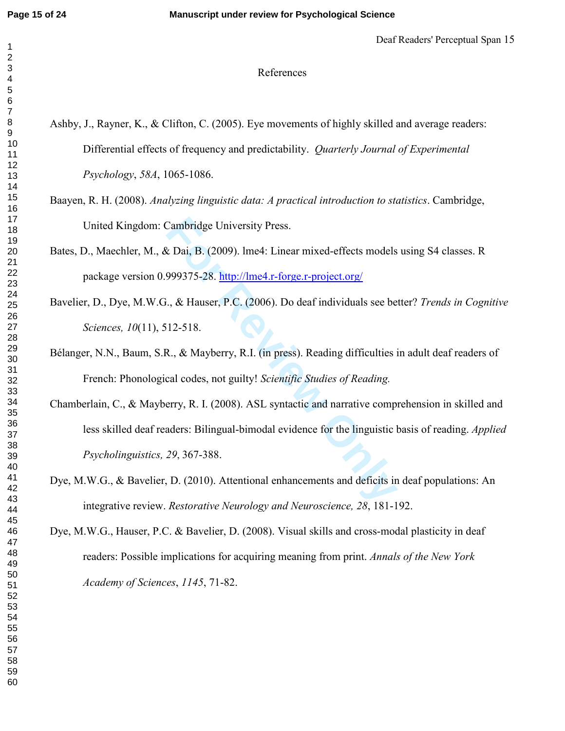# References

Ashby, J., Rayner, K., & Clifton, C. (2005). Eye movements of highly skilled and average readers: Differential effects of frequency and predictability. *Quarterly Journal of Experimental Psychology*, *58A*, 1065-1086.

Baayen, R. H. (2008). *Analyzing linguistic data: A practical introduction to statistics*. Cambridge, United Kingdom: Cambridge University Press.

Bates, D., Maechler, M., & Dai, B. (2009). lme4: Linear mixed-effects models using S4 classes. R package version 0.999375-28. http://lme4.r-forge.r-project.org/

Bavelier, D., Dye, M.W.G., & Hauser, P.C. (2006). Do deaf individuals see better? *Trends in Cognitive Sciences, 10*(11), 512-518.

Bélanger, N.N., Baum, S.R., & Mayberry, R.I. (in press). Reading difficulties in adult deaf readers of French: Phonological codes, not guilty! *Scientific Studies of Reading.*

Chamberlain, C., & Mayberry, R. I. (2008). ASL syntactic and narrative comprehension in skilled and less skilled deaf readers: Bilingual-bimodal evidence for the linguistic basis of reading. *Applied Psycholinguistics, 29*, 367-388.

Dye, M.W.G., & Bavelier, D. (2010). Attentional enhancements and deficits in deaf populations: An integrative review. *Restorative Neurology and Neuroscience, 28*, 181-192.

Dye, M.W.G., Hauser, P.C. & Bavelier, D. (2008). Visual skills and cross-modal plasticity in deaf readers: Possible implications for acquiring meaning from print. *Annals of the New York Academy of Sciences*, *1145*, 71-82.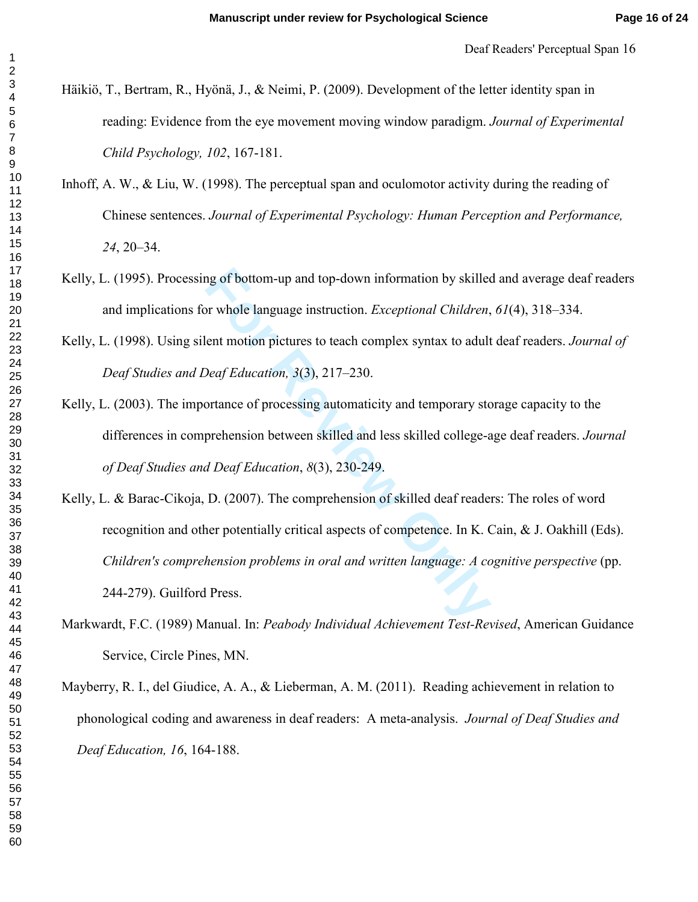Häikiö, T., Bertram, R., Hyönä, J., & Neimi, P. (2009). Development of the letter identity span in reading: Evidence from the eye movement moving window paradigm. *Journal of Experimental Child Psychology, 102*, 167-181.

Inhoff, A. W., & Liu, W. (1998). The perceptual span and oculomotor activity during the reading of Chinese sentences. *Journal of Experimental Psychology: Human Perception and Performance, 24*, 20–34.

Kelly, L. (1995). Processing of bottom-up and top-down information by skilled and average deaf readers and implications for whole language instruction. *Exceptional Children*, *61*(4), 318–334.

Kelly, L. (1998). Using silent motion pictures to teach complex syntax to adult deaf readers. *Journal of Deaf Studies and Deaf Education, 3*(3), 217–230.

Kelly, L. (2003). The importance of processing automaticity and temporary storage capacity to the differences in comprehension between skilled and less skilled college-age deaf readers. *Journal of Deaf Studies and Deaf Education*, *8*(3), 230-249.

Kelly, L. & Barac-Cikoja, D. (2007). The comprehension of skilled deaf readers: The roles of word recognition and other potentially critical aspects of competence. In K. Cain, & J. Oakhill (Eds). *Children's comprehension problems in oral and written language: A cognitive perspective* (pp. 244-279). Guilford Press.

Markwardt, F.C. (1989) Manual. In: *Peabody Individual Achievement Test-Revised*, American Guidance Service, Circle Pines, MN.

Mayberry, R. I., del Giudice, A. A., & Lieberman, A. M. (2011). Reading achievement in relation to phonological coding and awareness in deaf readers: A meta-analysis. *Journal of Deaf Studies and Deaf Education, 16*, 164-188.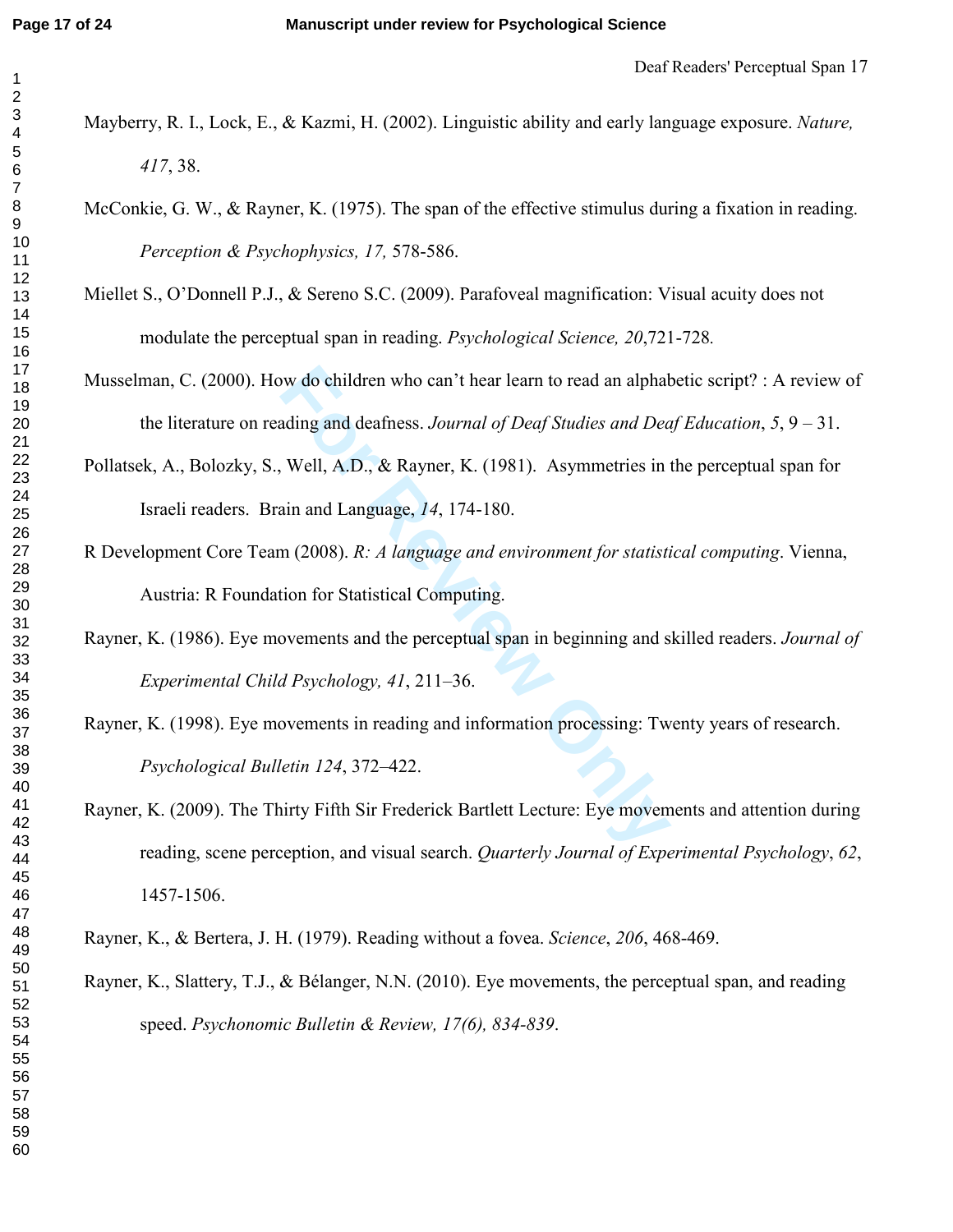Mayberry, R. I., Lock, E., & Kazmi, H. (2002). Linguistic ability and early language exposure. *Nature, 417*, 38.

McConkie, G. W., & Rayner, K. (1975). The span of the effective stimulus during a fixation in reading. *Perception & Psychophysics, 17,* 578-586.

Miellet S., O'Donnell P.J., & Sereno S.C. (2009). Parafoveal magnification: Visual acuity does not modulate the perceptual span in reading. *Psychological Science, 20*,721-728*.*

Musselman, C. (2000). How do children who can't hear learn to read an alphabetic script? : A review of the literature on reading and deafness. *Journal of Deaf Studies and Deaf Education*, *5*, 9 – 31.

Pollatsek, A., Bolozky, S., Well, A.D., & Rayner, K. (1981). Asymmetries in the perceptual span for Israeli readers. Brain and Language, *14*, 174-180.

R Development Core Team (2008). *R: A language and environment for statistical computing*. Vienna, Austria: R Foundation for Statistical Computing.

Rayner, K. (1986). Eye movements and the perceptual span in beginning and skilled readers. *Journal of Experimental Child Psychology, 41*, 211–36.

Rayner, K. (1998). Eye movements in reading and information processing: Twenty years of research. *Psychological Bulletin 124*, 372–422.

Rayner, K. (2009). The Thirty Fifth Sir Frederick Bartlett Lecture: Eye movements and attention during reading, scene perception, and visual search. *Quarterly Journal of Experimental Psychology*, *62*, 1457-1506.

Rayner, K., & Bertera, J. H. (1979). Reading without a fovea. *Science*, *206*, 468-469.

Rayner, K., Slattery, T.J., & Bélanger, N.N. (2010). Eye movements, the perceptual span, and reading speed. *Psychonomic Bulletin & Review, 17(6), 834-839*.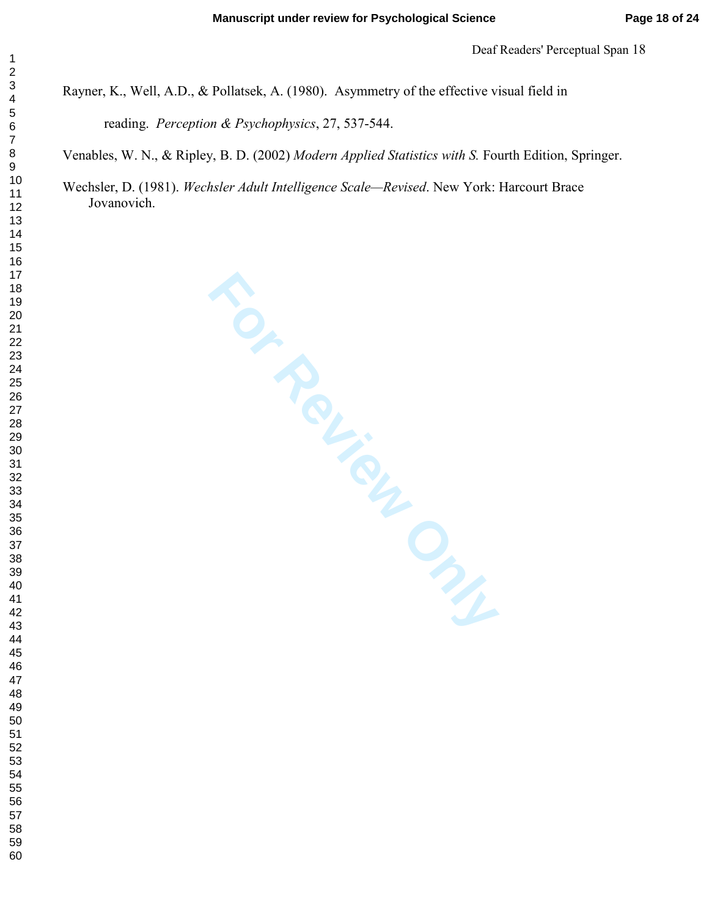Rayner, K., Well, A.D., & Pollatsek, A. (1980). Asymmetry of the effective visual field in reading. *Perception & Psychophysics*, 27, 537-544.

Venables, W. N., & Ripley, B. D. (2002) *Modern Applied Statistics with S.* Fourth Edition, Springer.

Wechsler, D. (1981). *Wechsler Adult Intelligence Scale—Revised*. New York: Harcourt Brace Jovanovich.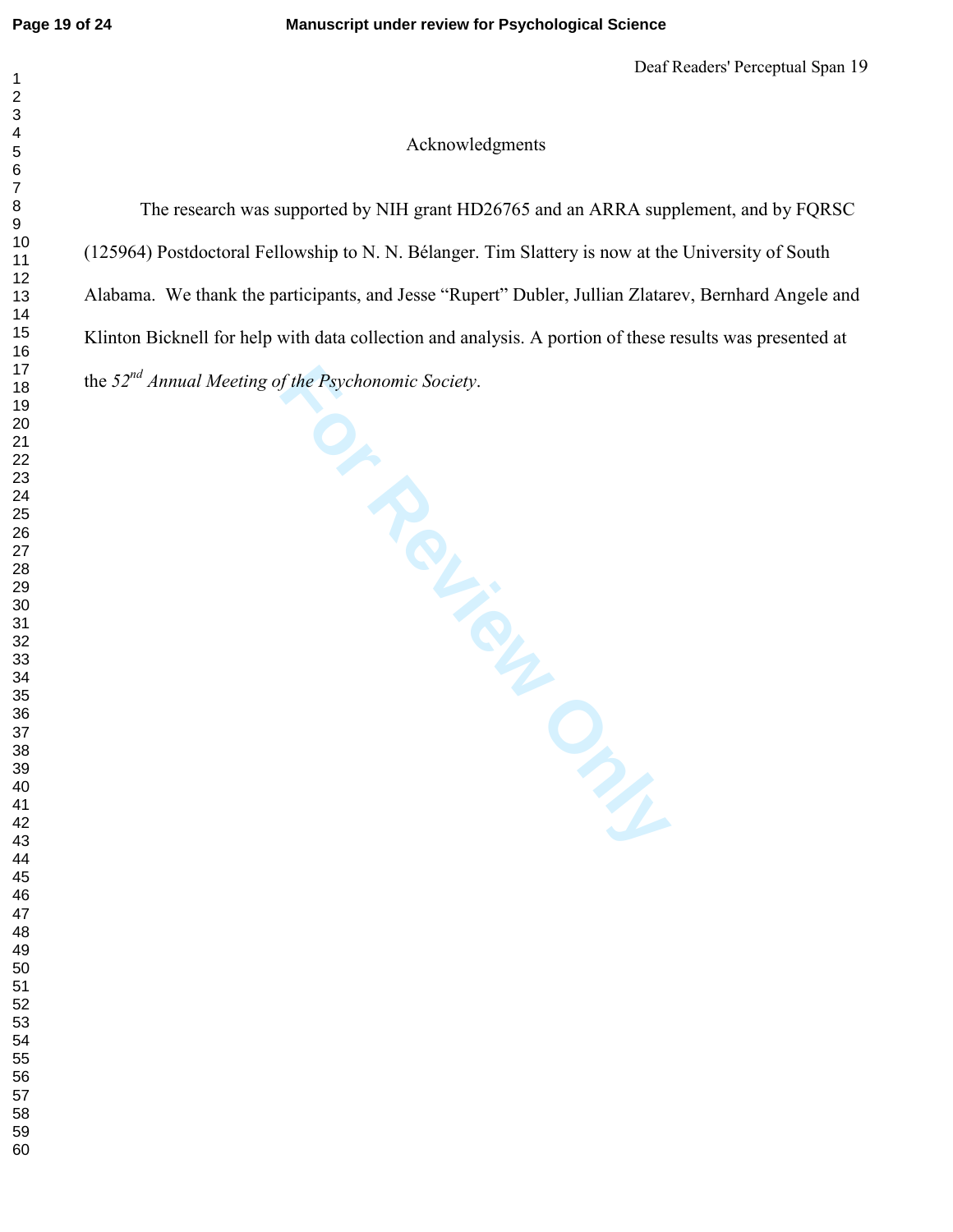# Acknowledgments

The research was supported by NIH grant HD26765 and an ARRA supplement, and by FQRSC (125964) Postdoctoral Fellowship to N. N. Bélanger. Tim Slattery is now at the University of South Alabama. We thank the participants, and Jesse "Rupert" Dubler, Jullian Zlatarev, Bernhard Angele and Klinton Bicknell for help with data collection and analysis. A portion of these results was presented at the *52nd Annual Meeting of the Psychonomic Society*.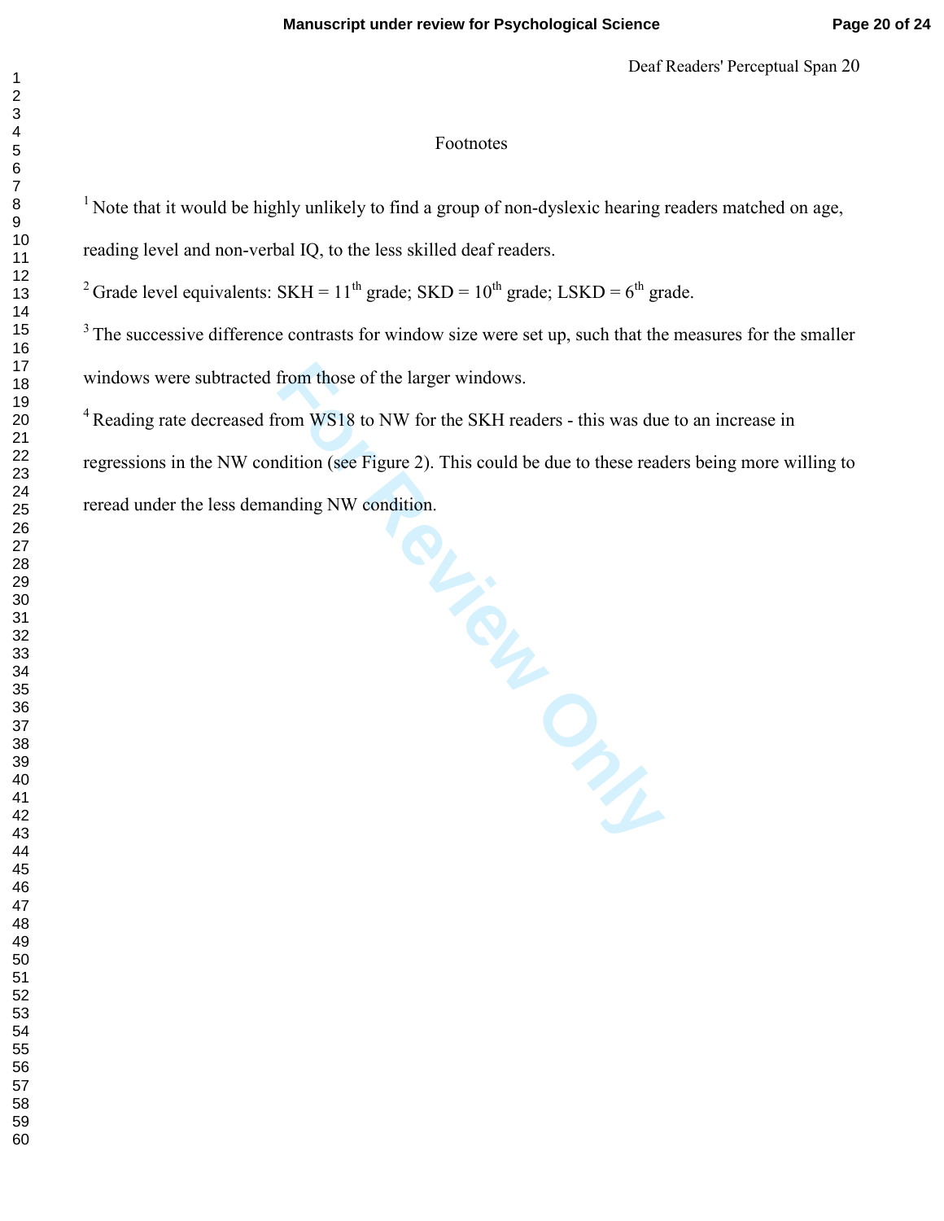# Footnotes

[1] Note that it would be highly unlikely to find a group of non-dyslexic hearing readers matched on age, reading level and non-verbal IQ, to the less skilled deaf readers.

[2] Grade level equivalents: SKH = $11^{th}$ grade; SKD = $10^{th}$ grade; LSKD = $6^{th}$ grade.

[3] The successive difference contrasts for window size were set up, such that the measures for the smaller windows were subtracted from those of the larger windows.

[4] Reading rate decreased from WS18 to NW for the SKH readers - this was due to an increase in regressions in the NW condition (see Figure 2). This could be due to these readers being more willing to reread under the less demanding NW condition.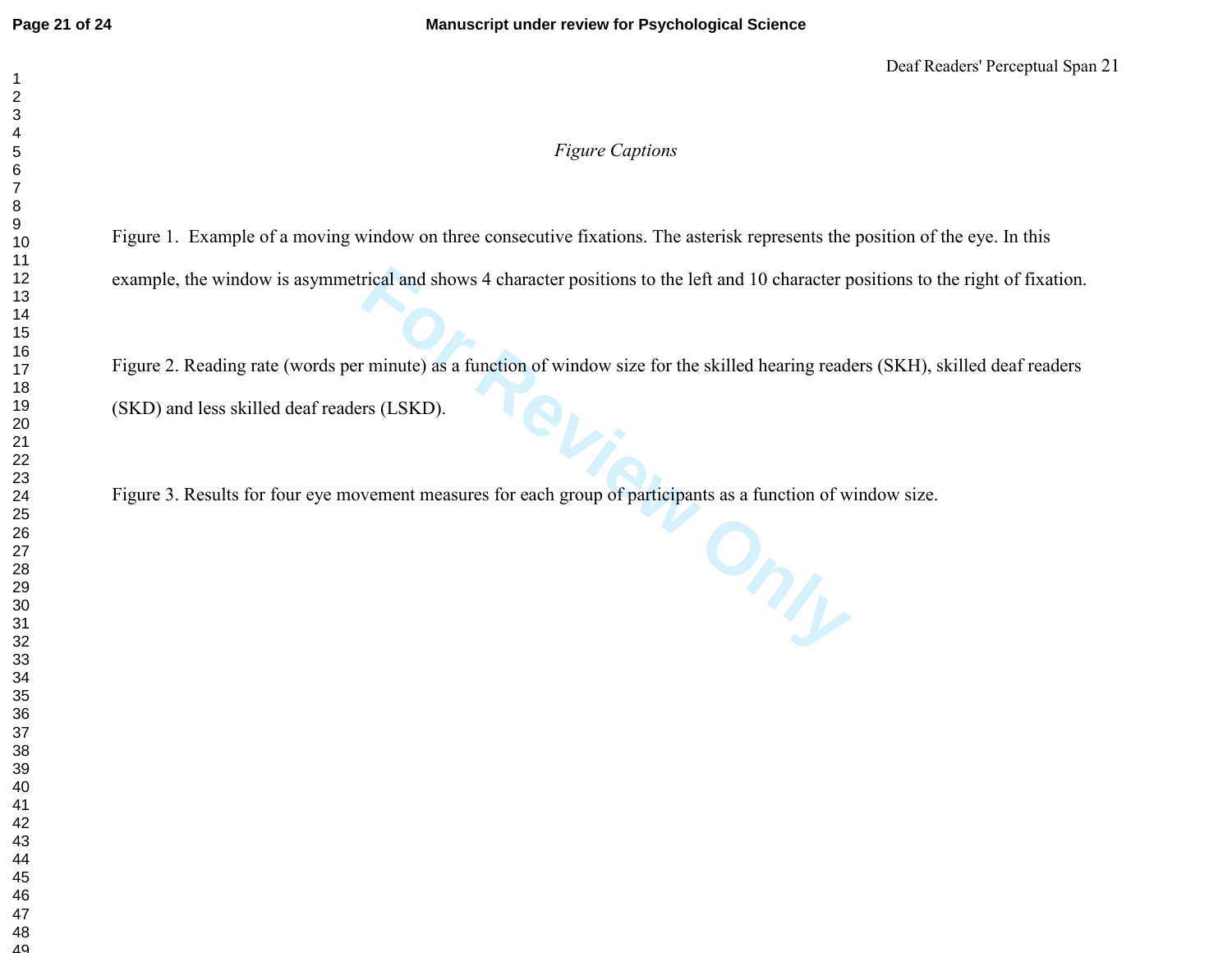*Figure Captions*

Figure 1. Example of a moving window on three consecutive fixations. The asterisk represents the position of the eye. In this example, the window is asymmetrical and shows 4 character positions to the left and 10 character positions to the right of fixation.

Figure 2. Reading rate (words per minute) as a function of window size for the skilled hearing readers (SKH), skilled deaf readers (SKD) and less skilled deaf readers (LSKD).

Figure 3. Results for four eye movement measures for each group of participants as a function of window size.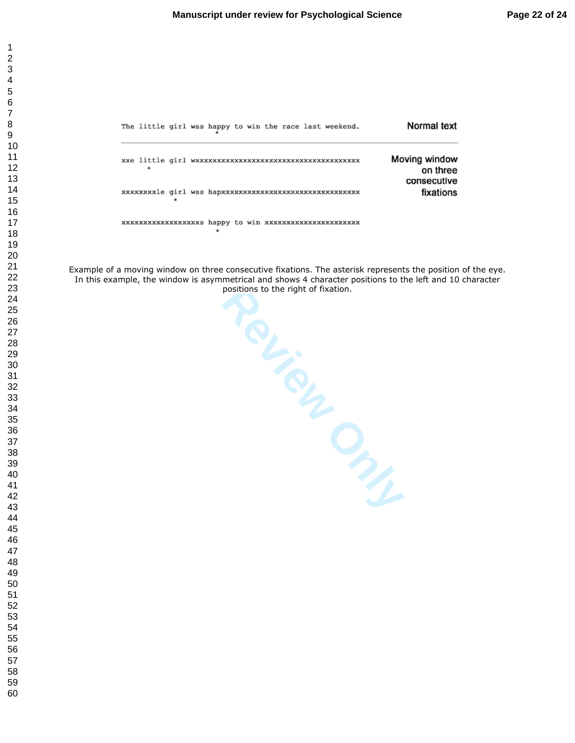```
The little girl was happy to win the race last weekend.
                         *
```

Normal text

```
xxe little girl wxxxxxxxxxxxxxxxxxxxxxxxxxxxxxxxxxxxxxxx
    *

xxxxxxxxle girl was hapxxxxxxxxxxxxxxxxxxxxxxxxxxxxxxxx
        *

xxxxxxxxxxxxxxxxxxs happy to win xxxxxxxxxxxxxxxxxxxxxx
                         *
```

Moving window on three consecutive fixations

Example of a moving window on three consecutive fixations. The asterisk represents the position of the eye. In this example, the window is asymmetrical and shows 4 character positions to the left and 10 character positions to the right of fixation.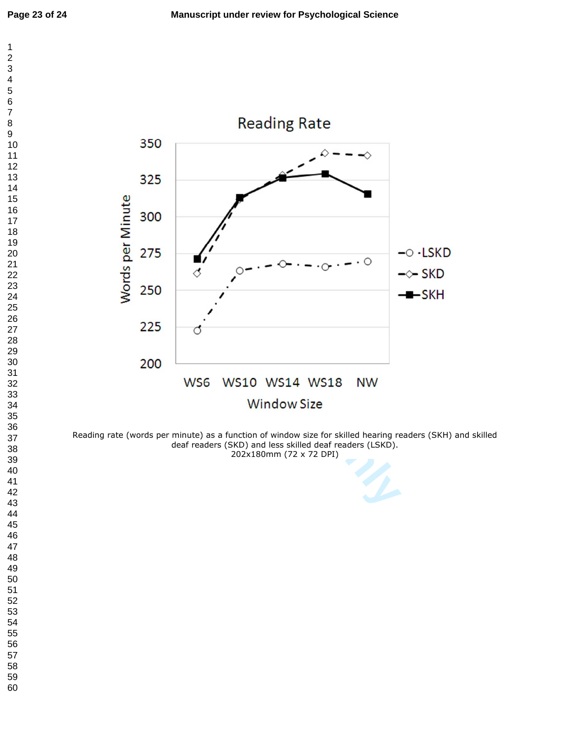Reading Rate

Words per Minute

350
325
300
275
250
225
200

WS6 WS10 WS14 WS18 NW

Window Size

LSKD
SKD
SKH

Reading rate (words per minute) as a function of window size for skilled hearing readers (SKH) and skilled deaf readers (SKD) and less skilled deaf readers (LSKD).
202x180mm (72 x 72 DPI)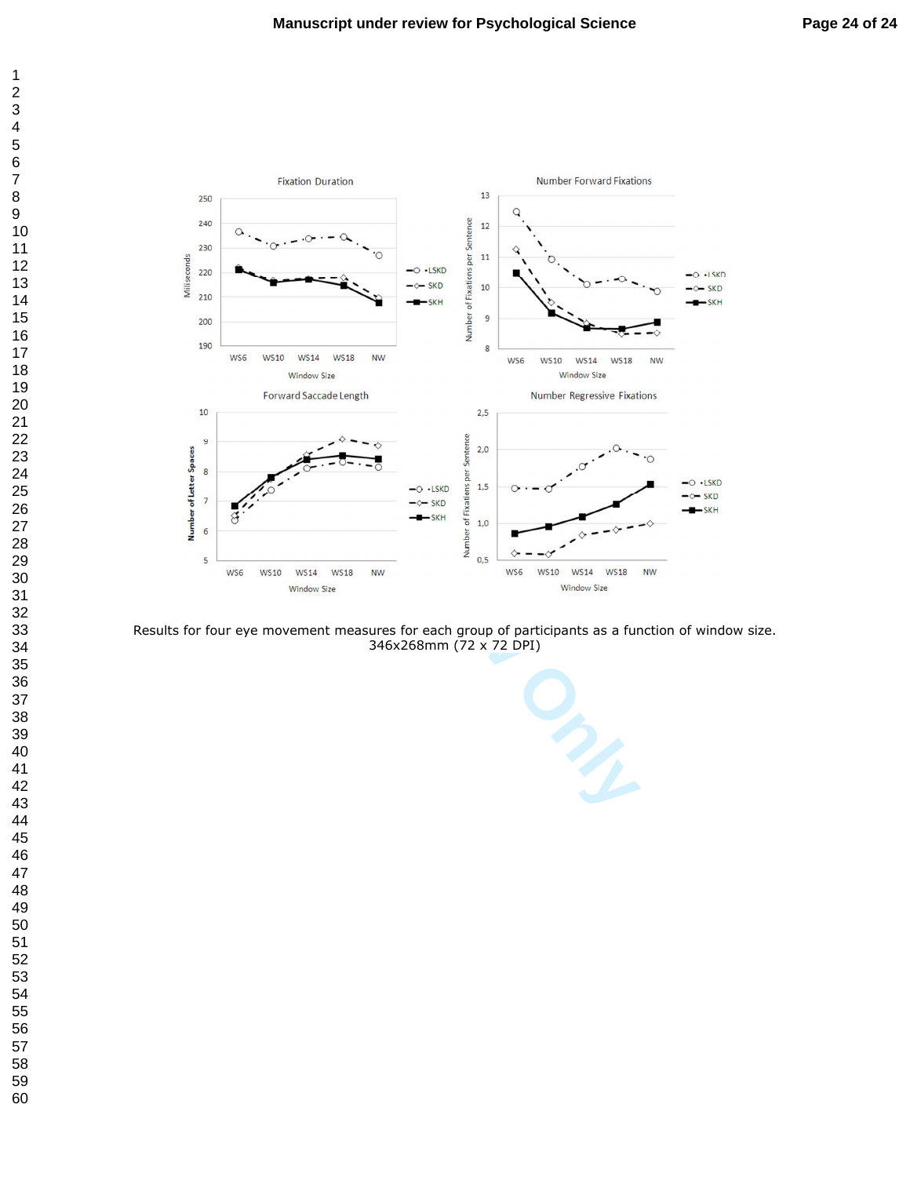Fixation Duration

250
240
230
220
210
200
190

Miliseconds

WS6 WS10 WS14 WS18 NW

Window Size

LSKD
SKD
SKH

Number Forward Fixations

13
12
11
10
9
8

Number of Fixations per Sentence

WS6 WS10 WS14 WS18 NW

Window Size

LSKD
SKD
SKH

Forward Saccade Length

10
9
8
7
6
5

Number of Letter Spaces

WS6 WS10 WS14 WS18 NW

Window Size

LSKD
SKD
SKH

Number Regressive Fixations

2,5
2,0
1,5
1,0
0,5

Number of Fixations per Sentence

WS6 WS10 WS14 WS18 NW

Window Size

LSKD
SKD
SKH

Results for four eye movement measures for each group of participants as a function of window size.
346x268mm (72 x 72 DPI)